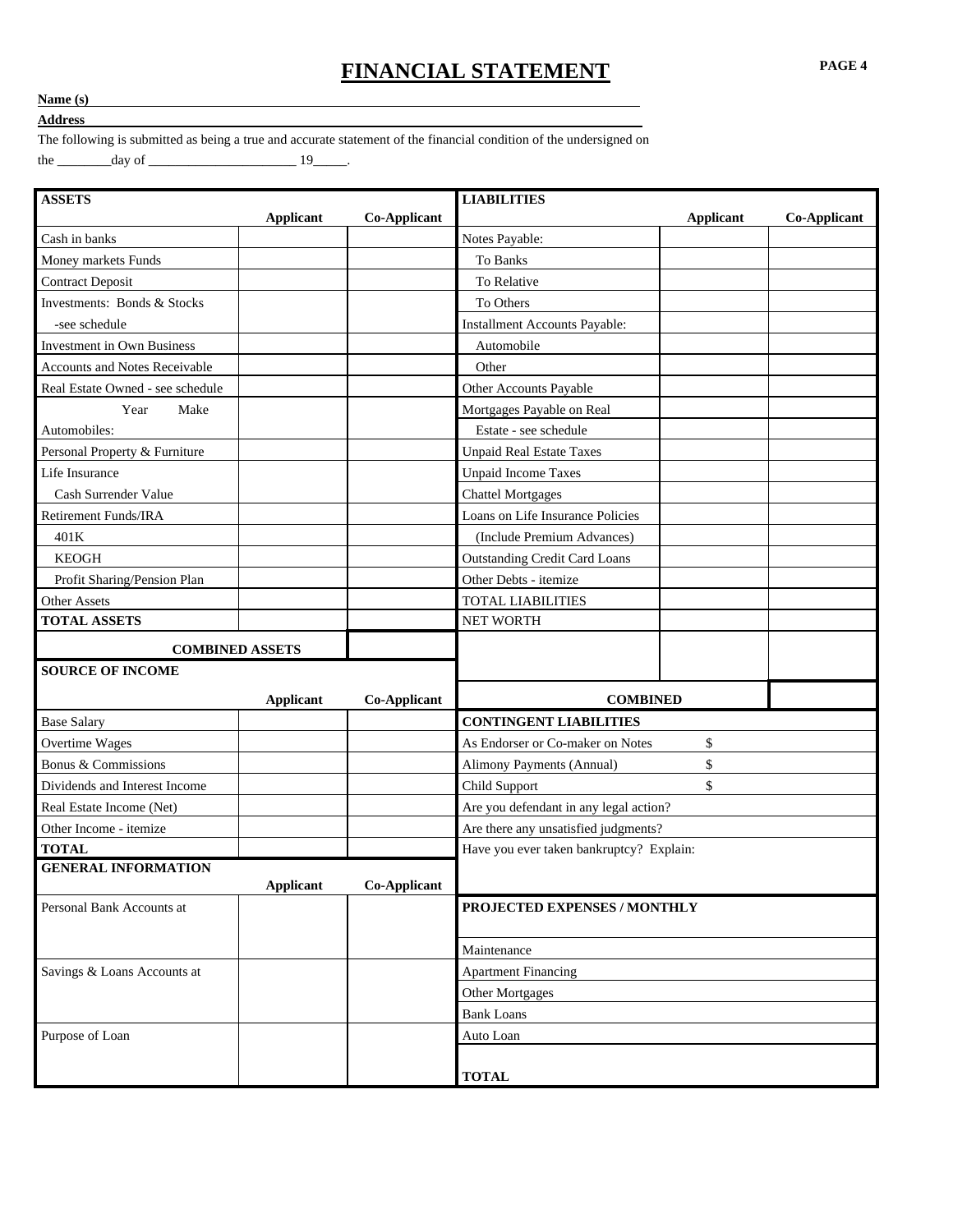# FINANCIAL STATEMENT

**Name (s)**\_\_\_\_\_\_\_\_\_\_\_\_\_\_\_\_\_\_\_\_\_\_\_\_\_\_\_\_\_\_\_\_\_\_\_\_\_\_\_\_\_\_\_\_\_\_\_\_\_\_\_\_\_\_\_\_\_\_\_\_

**Address**\_\_\_\_\_\_\_\_\_\_\_\_\_\_\_\_\_\_\_\_\_\_\_\_\_\_\_\_\_\_\_\_\_\_\_\_\_\_\_\_\_\_\_\_\_\_\_\_\_\_\_\_\_\_\_\_\_\_\_\_\_\_

The following is submitted as being a true and accurate statement of the financial condition of the undersigned on the \_\_\_\_\_\_\_\_day of \_\_\_\_\_\_\_\_\_\_\_\_\_\_\_\_\_\_\_\_\_\_ 19\_\_\_\_\_.

| **ASSETS** | **Applicant** | **Co-Applicant** | **LIABILITIES** | **Applicant** | **Co-Applicant** |
|---|---|---|---|---|---|
| Cash in banks | | | Notes Payable: | | |
| Money markets Funds | | | To Banks | | |
| Contract Deposit | | | To Relative | | |
| Investments: Bonds & Stocks | | | To Others | | |
| -see schedule | | | Installment Accounts Payable: | | |
| Investment in Own Business | | | Automobile | | |
| Accounts and Notes Receivable | | | Other | | |
| Real Estate Owned - see schedule | | | Other Accounts Payable | | |
| Year Make | | | Mortgages Payable on Real | | |
| Automobiles: | | | Estate - see schedule | | |
| Personal Property & Furniture | | | Unpaid Real Estate Taxes | | |
| Life Insurance | | | Unpaid Income Taxes | | |
| Cash Surrender Value | | | Chattel Mortgages | | |
| Retirement Funds/IRA | | | Loans on Life Insurance Policies | | |
| 401K | | | (Include Premium Advances) | | |
| KEOGH | | | Outstanding Credit Card Loans | | |
| Profit Sharing/Pension Plan | | | Other Debts - itemize | | |
| Other Assets | | | TOTAL LIABILITIES | | |
| **TOTAL ASSETS** | | | NET WORTH | | |
| **COMBINED ASSETS** | | | | | |

| **SOURCE OF INCOME** | **Applicant** | **Co-Applicant** | **COMBINED** | |
|---|---|---|---|---|
| Base Salary | | | **CONTINGENT LIABILITIES** | |
| Overtime Wages | | | As Endorser or Co-maker on Notes | $ |
| Bonus & Commissions | | | Alimony Payments (Annual) | $ |
| Dividends and Interest Income | | | Child Support | $ |
| Real Estate Income (Net) | | | Are you defendant in any legal action? | |
| Other Income - itemize | | | Are there any unsatisfied judgments? | |
| **TOTAL** | | | Have you ever taken bankruptcy? Explain: | |

| **GENERAL INFORMATION** | **Applicant** | **Co-Applicant** | **PROJECTED EXPENSES / MONTHLY** |
|---|---|---|---|
| Personal Bank Accounts at | | | Maintenance |
| Savings & Loans Accounts at | | | Apartment Financing |
| | | | Other Mortgages |
| | | | Bank Loans |
| Purpose of Loan | | | Auto Loan |
| | | | **TOTAL** |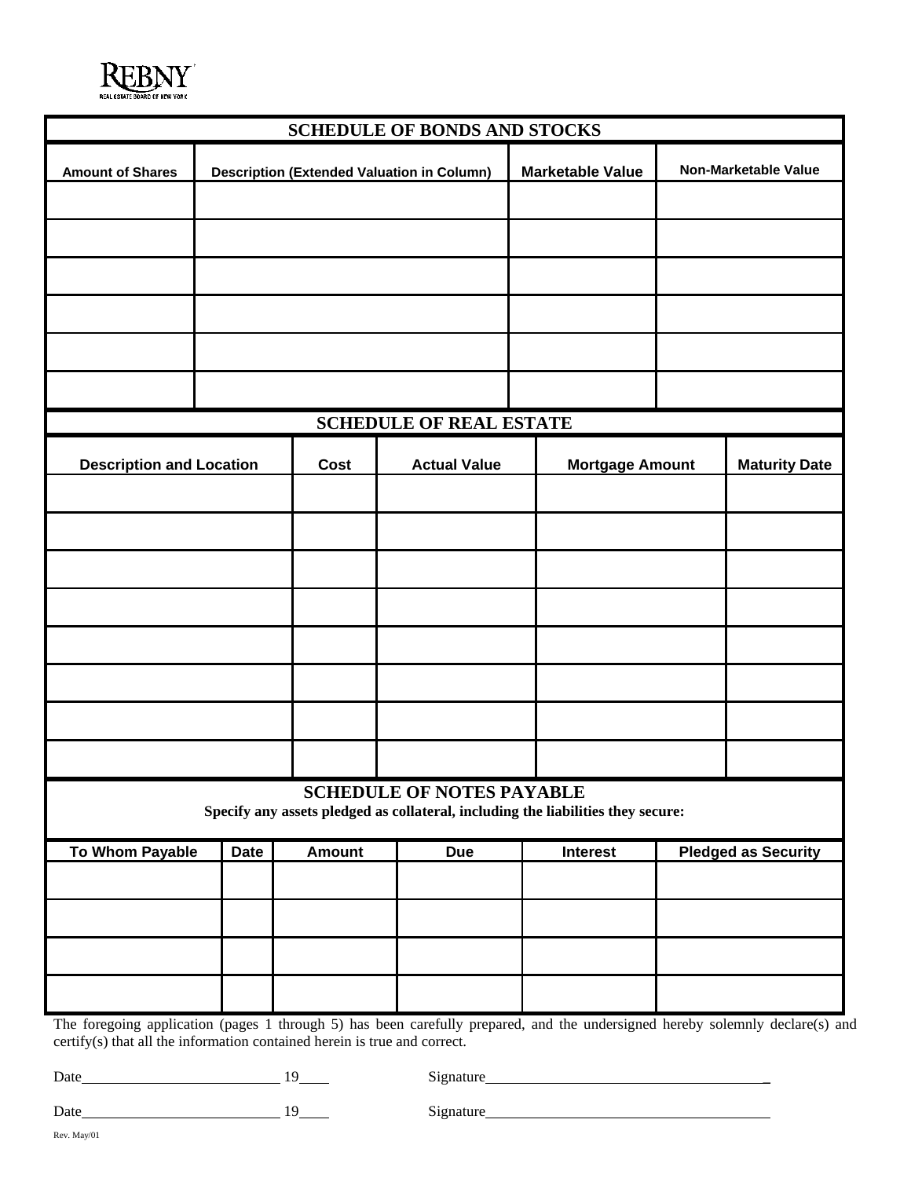REBNY
REAL ESTATE BOARD OF NEW YORK

## SCHEDULE OF BONDS AND STOCKS

| Amount of Shares | Description (Extended Valuation in Column) | Marketable Value | Non-Marketable Value |
|---|---|---|---|
| | | | |
| | | | |
| | | | |
| | | | |
| | | | |
| | | | |

## SCHEDULE OF REAL ESTATE

| Description and Location | Cost | Actual Value | Mortgage Amount | Maturity Date |
|---|---|---|---|---|
| | | | | |
| | | | | |
| | | | | |
| | | | | |
| | | | | |
| | | | | |
| | | | | |
| | | | | |

## SCHEDULE OF NOTES PAYABLE

**Specify any assets pledged as collateral, including the liabilities they secure:**

| To Whom Payable | Date | Amount | Due | Interest | Pledged as Security |
|---|---|---|---|---|---|
| | | | | | |
| | | | | | |
| | | | | | |
| | | | | | |

The foregoing application (pages 1 through 5) has been carefully prepared, and the undersigned hereby solemnly declare(s) and certify(s) that all the information contained herein is true and correct.

Date__________________________ 19____ Signature_______________________________________

Date__________________________ 19____ Signature_______________________________________

Rev. May/01